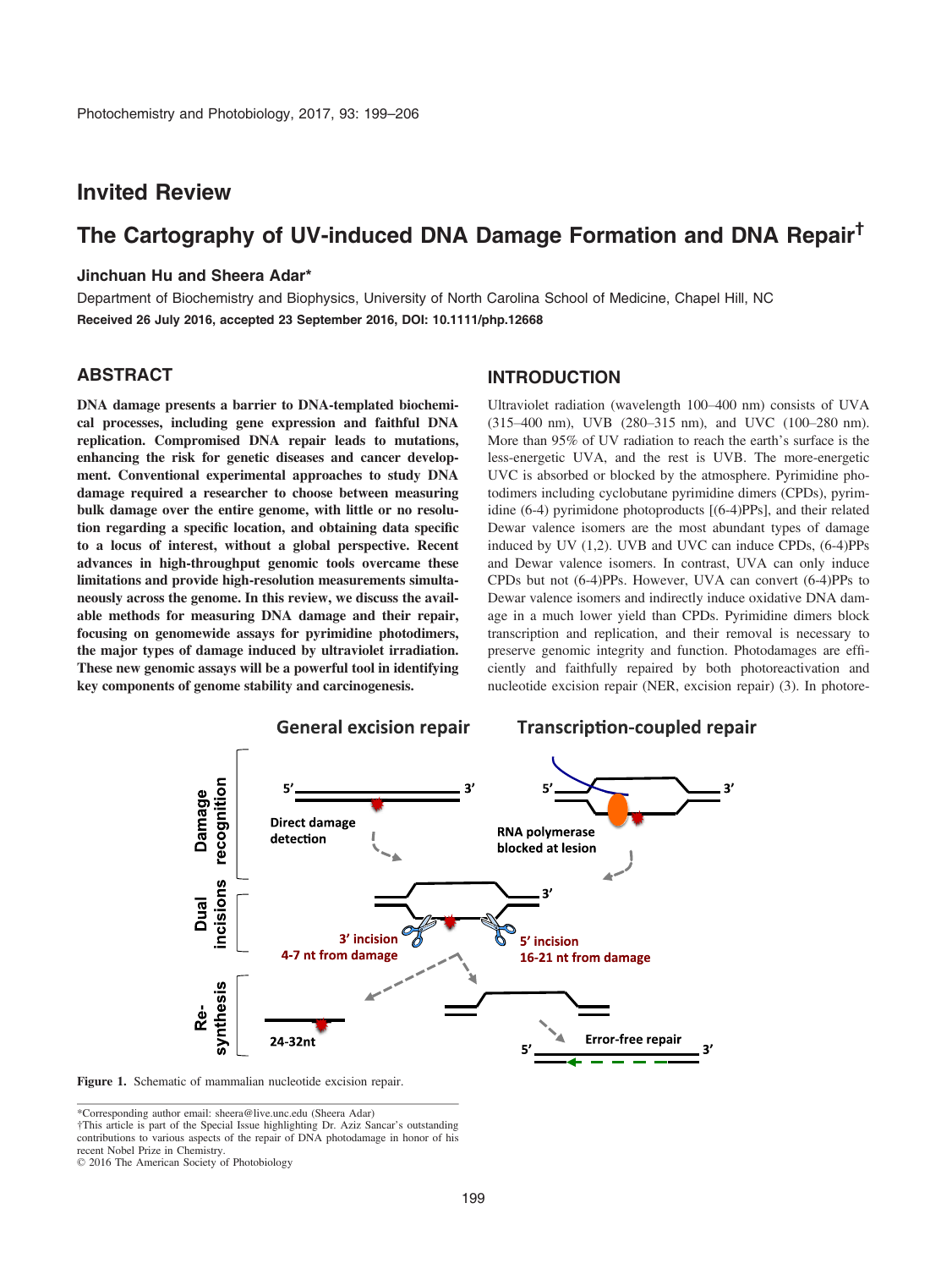## Invited Review

# The Cartography of UV-induced DNA Damage Formation and DNA Repair†

**Jinchuan Hu and Sheera Adar***

Department of Biochemistry and Biophysics, University of North Carolina School of Medicine, Chapel Hill, NC

**Received 26 July 2016, accepted 23 September 2016, DOI: 10.1111/php.12668**

## ABSTRACT

**DNA damage presents a barrier to DNA-templated biochemical processes, including gene expression and faithful DNA replication. Compromised DNA repair leads to mutations, enhancing the risk for genetic diseases and cancer development. Conventional experimental approaches to study DNA damage required a researcher to choose between measuring bulk damage over the entire genome, with little or no resolution regarding a specific location, and obtaining data specific to a locus of interest, without a global perspective. Recent advances in high-throughput genomic tools overcame these limitations and provide high-resolution measurements simultaneously across the genome. In this review, we discuss the available methods for measuring DNA damage and their repair, focusing on genomewide assays for pyrimidine photodimers, the major types of damage induced by ultraviolet irradiation. These new genomic assays will be a powerful tool in identifying key components of genome stability and carcinogenesis.**

## INTRODUCTION

Ultraviolet radiation (wavelength 100–400 nm) consists of UVA (315–400 nm), UVB (280–315 nm), and UVC (100–280 nm). More than 95% of UV radiation to reach the earth's surface is the less-energetic UVA, and the rest is UVB. The more-energetic UVC is absorbed or blocked by the atmosphere. Pyrimidine photodimers including cyclobutane pyrimidine dimers (CPDs), pyrimidine (6-4) pyrimidone photoproducts [(6-4)PPs], and their related Dewar valence isomers are the most abundant types of damage induced by UV (1,2). UVB and UVC can induce CPDs, (6-4)PPs and Dewar valence isomers. In contrast, UVA can only induce CPDs but not (6-4)PPs. However, UVA can convert (6-4)PPs to Dewar valence isomers and indirectly induce oxidative DNA damage in a much lower yield than CPDs. Pyrimidine dimers block transcription and replication, and their removal is necessary to preserve genomic integrity and function. Photodamages are efficiently and faithfully repaired by both photoreactivation and nucleotide excision repair (NER, excision repair) (3). In photore-

Figure 1. Schematic of mammalian nucleotide excision repair.

*Corresponding author email: sheera@live.unc.edu (Sheera Adar)

†This article is part of the Special Issue highlighting Dr. Aziz Sancar's outstanding contributions to various aspects of the repair of DNA photodamage in honor of his recent Nobel Prize in Chemistry.

© 2016 The American Society of Photobiology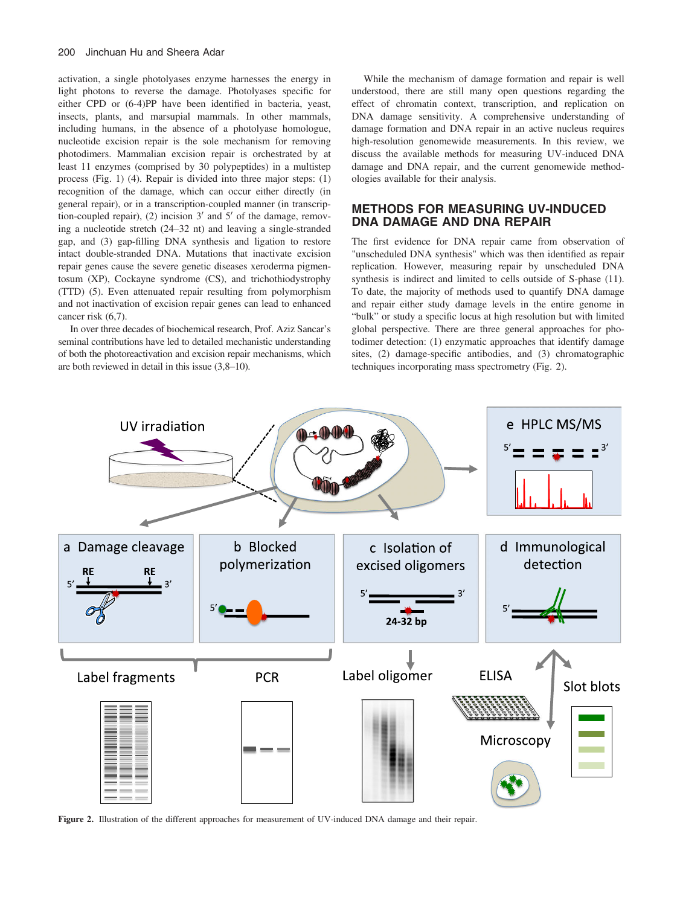activation, a single photolyases enzyme harnesses the energy in light photons to reverse the damage. Photolyases specific for either CPD or (6-4)PP have been identified in bacteria, yeast, insects, plants, and marsupial mammals. In other mammals, including humans, in the absence of a photolyase homologue, nucleotide excision repair is the sole mechanism for removing photodimers. Mammalian excision repair is orchestrated by at least 11 enzymes (comprised by 30 polypeptides) in a multistep process (Fig. 1) (4). Repair is divided into three major steps: (1) recognition of the damage, which can occur either directly (in general repair), or in a transcription-coupled manner (in transcription-coupled repair), (2) incision 3′ and 5′ of the damage, removing a nucleotide stretch (24–32 nt) and leaving a single-stranded gap, and (3) gap-filling DNA synthesis and ligation to restore intact double-stranded DNA. Mutations that inactivate excision repair genes cause the severe genetic diseases xeroderma pigmentosum (XP), Cockayne syndrome (CS), and trichothiodystrophy (TTD) (5). Even attenuated repair resulting from polymorphism and not inactivation of excision repair genes can lead to enhanced cancer risk (6,7).

In over three decades of biochemical research, Prof. Aziz Sancar's seminal contributions have led to detailed mechanistic understanding of both the photoreactivation and excision repair mechanisms, which are both reviewed in detail in this issue (3,8–10).

While the mechanism of damage formation and repair is well understood, there are still many open questions regarding the effect of chromatin context, transcription, and replication on DNA damage sensitivity. A comprehensive understanding of damage formation and DNA repair in an active nucleus requires high-resolution genomewide measurements. In this review, we discuss the available methods for measuring UV-induced DNA damage and DNA repair, and the current genomewide methodologies available for their analysis.

## METHODS FOR MEASURING UV-INDUCED DNA DAMAGE AND DNA REPAIR

The first evidence for DNA repair came from observation of "unscheduled DNA synthesis" which was then identified as repair replication. However, measuring repair by unscheduled DNA synthesis is indirect and limited to cells outside of S-phase (11). To date, the majority of methods used to quantify DNA damage and repair either study damage levels in the entire genome in "bulk" or study a specific locus at high resolution but with limited global perspective. There are three general approaches for photodimer detection: (1) enzymatic approaches that identify damage sites, (2) damage-specific antibodies, and (3) chromatographic techniques incorporating mass spectrometry (Fig. 2).

**Figure 2.** Illustration of the different approaches for measurement of UV-induced DNA damage and their repair.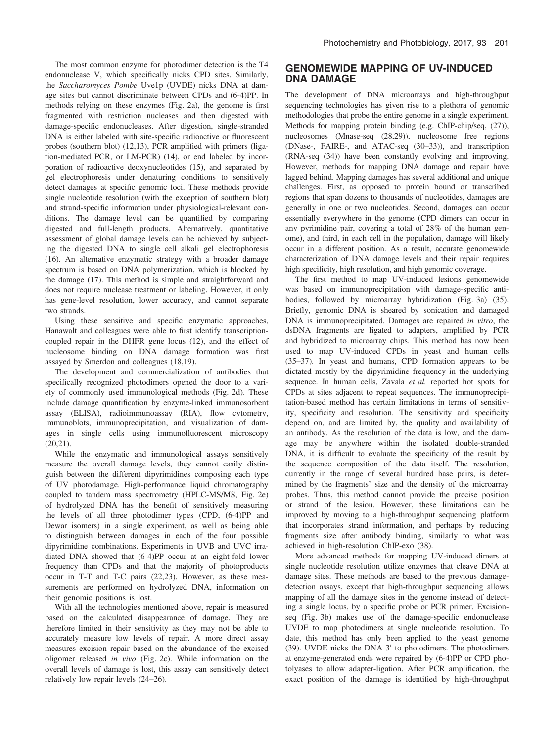The most common enzyme for photodimer detection is the T4 endonuclease V, which specifically nicks CPD sites. Similarly, the *Saccharomyces Pombe* Uve1p (UVDE) nicks DNA at damage sites but cannot discriminate between CPDs and (6-4)PP. In methods relying on these enzymes (Fig. 2a), the genome is first fragmented with restriction nucleases and then digested with damage-specific endonucleases. After digestion, single-stranded DNA is either labeled with site-specific radioactive or fluorescent probes (southern blot) (12,13), PCR amplified with primers (ligation-mediated PCR, or LM-PCR) (14), or end labeled by incorporation of radioactive deoxynucleotides (15), and separated by gel electrophoresis under denaturing conditions to sensitively detect damages at specific genomic loci. These methods provide single nucleotide resolution (with the exception of southern blot) and strand-specific information under physiological-relevant conditions. The damage level can be quantified by comparing digested and full-length products. Alternatively, quantitative assessment of global damage levels can be achieved by subjecting the digested DNA to single cell alkali gel electrophoresis (16). An alternative enzymatic strategy with a broader damage spectrum is based on DNA polymerization, which is blocked by the damage (17). This method is simple and straightforward and does not require nuclease treatment or labeling. However, it only has gene-level resolution, lower accuracy, and cannot separate two strands.

Using these sensitive and specific enzymatic approaches, Hanawalt and colleagues were able to first identify transcription-coupled repair in the DHFR gene locus (12), and the effect of nucleosome binding on DNA damage formation was first assayed by Smerdon and colleagues (18,19).

The development and commercialization of antibodies that specifically recognized photodimers opened the door to a variety of commonly used immunological methods (Fig. 2d). These include damage quantification by enzyme-linked immunosorbent assay (ELISA), radioimmunoassay (RIA), flow cytometry, immunoblots, immunoprecipitation, and visualization of damages in single cells using immunofluorescent microscopy (20,21).

While the enzymatic and immunological assays sensitively measure the overall damage levels, they cannot easily distinguish between the different dipyrimidines composing each type of UV photodamage. High-performance liquid chromatography coupled to tandem mass spectrometry (HPLC-MS/MS, Fig. 2e) of hydrolyzed DNA has the benefit of sensitively measuring the levels of all three photodimer types (CPD, (6-4)PP and Dewar isomers) in a single experiment, as well as being able to distinguish between damages in each of the four possible dipyrimidine combinations. Experiments in UVB and UVC irradiated DNA showed that (6-4)PP occur at an eight-fold lower frequency than CPDs and that the majority of photoproducts occur in T-T and T-C pairs (22,23). However, as these measurements are performed on hydrolyzed DNA, information on their genomic positions is lost.

With all the technologies mentioned above, repair is measured based on the calculated disappearance of damage. They are therefore limited in their sensitivity as they may not be able to accurately measure low levels of repair. A more direct assay measures excision repair based on the abundance of the excised oligomer released *in vivo* (Fig. 2c). While information on the overall levels of damage is lost, this assay can sensitively detect relatively low repair levels (24–26).

## GENOMEWIDE MAPPING OF UV-INDUCED DNA DAMAGE

The development of DNA microarrays and high-throughput sequencing technologies has given rise to a plethora of genomic methodologies that probe the entire genome in a single experiment. Methods for mapping protein binding (e.g. ChIP-chip/seq, (27)), nucleosomes (Mnase-seq (28,29)), nucleosome free regions (DNase-, FAIRE-, and ATAC-seq (30–33)), and transcription (RNA-seq (34)) have been constantly evolving and improving. However, methods for mapping DNA damage and repair have lagged behind. Mapping damages has several additional and unique challenges. First, as opposed to protein bound or transcribed regions that span dozens to thousands of nucleotides, damages are generally in one or two nucleotides. Second, damages can occur essentially everywhere in the genome (CPD dimers can occur in any pyrimidine pair, covering a total of 28% of the human genome), and third, in each cell in the population, damage will likely occur in a different position. As a result, accurate genomewide characterization of DNA damage levels and their repair requires high specificity, high resolution, and high genomic coverage.

The first method to map UV-induced lesions genomewide was based on immunoprecipitation with damage-specific antibodies, followed by microarray hybridization (Fig. 3a) (35). Briefly, genomic DNA is sheared by sonication and damaged DNA is immunoprecipitated. Damages are repaired *in vitro*, the dsDNA fragments are ligated to adapters, amplified by PCR and hybridized to microarray chips. This method has now been used to map UV-induced CPDs in yeast and human cells (35–37). In yeast and humans, CPD formation appears to be dictated mostly by the dipyrimidine frequency in the underlying sequence. In human cells, Zavala *et al.* reported hot spots for CPDs at sites adjacent to repeat sequences. The immunoprecipitation-based method has certain limitations in terms of sensitivity, specificity and resolution. The sensitivity and specificity depend on, and are limited by, the quality and availability of an antibody. As the resolution of the data is low, and the damage may be anywhere within the isolated double-stranded DNA, it is difficult to evaluate the specificity of the result by the sequence composition of the data itself. The resolution, currently in the range of several hundred base pairs, is determined by the fragments' size and the density of the microarray probes. Thus, this method cannot provide the precise position or strand of the lesion. However, these limitations can be improved by moving to a high-throughput sequencing platform that incorporates strand information, and perhaps by reducing fragments size after antibody binding, similarly to what was achieved in high-resolution ChIP-exo (38).

More advanced methods for mapping UV-induced dimers at single nucleotide resolution utilize enzymes that cleave DNA at damage sites. These methods are based to the previous damage-detection assays, except that high-throughput sequencing allows mapping of all the damage sites in the genome instead of detecting a single locus, by a specific probe or PCR primer. Excision-seq (Fig. 3b) makes use of the damage-specific endonuclease UVDE to map photodimers at single nucleotide resolution. To date, this method has only been applied to the yeast genome (39). UVDE nicks the DNA 3′ to photodimers. The photodimers at enzyme-generated ends were repaired by (6-4)PP or CPD photolyases to allow adapter-ligation. After PCR amplification, the exact position of the damage is identified by high-throughput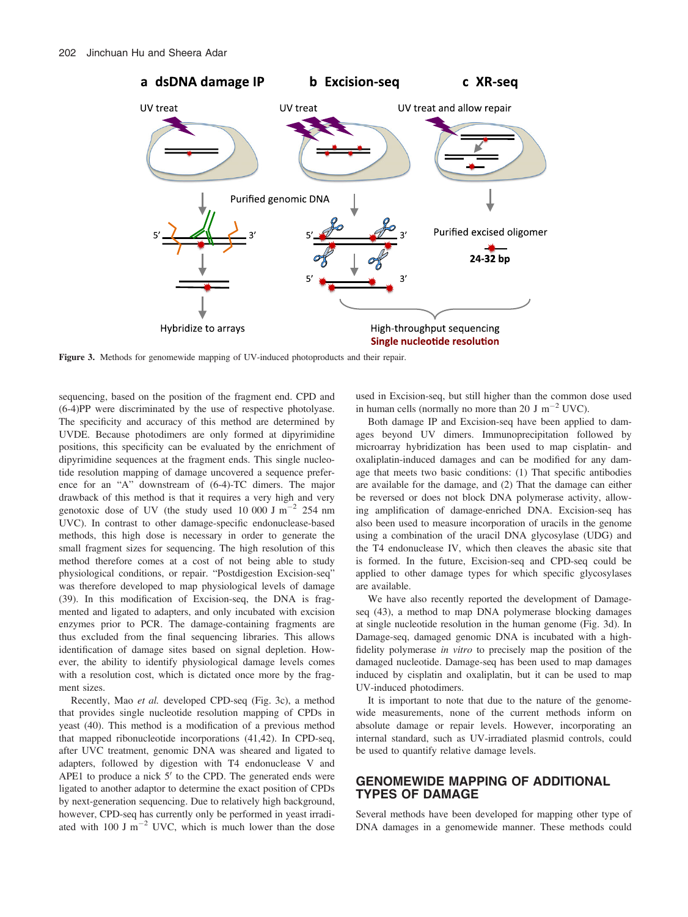**Figure 3.** Methods for genomewide mapping of UV-induced photoproducts and their repair.

sequencing, based on the position of the fragment end. CPD and (6-4)PP were discriminated by the use of respective photolyase. The specificity and accuracy of this method are determined by UVDE. Because photodimers are only formed at dipyrimidine positions, this specificity can be evaluated by the enrichment of dipyrimidine sequences at the fragment ends. This single nucleotide resolution mapping of damage uncovered a sequence preference for an "A" downstream of (6-4)-TC dimers. The major drawback of this method is that it requires a very high and very genotoxic dose of UV (the study used 10 000 J m$^{-2}$ 254 nm UVC). In contrast to other damage-specific endonuclease-based methods, this high dose is necessary in order to generate the small fragment sizes for sequencing. The high resolution of this method therefore comes at a cost of not being able to study physiological conditions, or repair. "Postdigestion Excision-seq" was therefore developed to map physiological levels of damage (39). In this modification of Excision-seq, the DNA is fragmented and ligated to adapters, and only incubated with excision enzymes prior to PCR. The damage-containing fragments are thus excluded from the final sequencing libraries. This allows identification of damage sites based on signal depletion. However, the ability to identify physiological damage levels comes with a resolution cost, which is dictated once more by the fragment sizes.

Recently, Mao *et al.* developed CPD-seq (Fig. 3c), a method that provides single nucleotide resolution mapping of CPDs in yeast (40). This method is a modification of a previous method that mapped ribonucleotide incorporations (41,42). In CPD-seq, after UVC treatment, genomic DNA was sheared and ligated to adapters, followed by digestion with T4 endonuclease V and APE1 to produce a nick 5′ to the CPD. The generated ends were ligated to another adaptor to determine the exact position of CPDs by next-generation sequencing. Due to relatively high background, however, CPD-seq has currently only be performed in yeast irradiated with 100 J m$^{-2}$ UVC, which is much lower than the dose used in Excision-seq, but still higher than the common dose used in human cells (normally no more than 20 J m$^{-2}$ UVC).

Both damage IP and Excision-seq have been applied to damages beyond UV dimers. Immunoprecipitation followed by microarray hybridization has been used to map cisplatin- and oxaliplatin-induced damages and can be modified for any damage that meets two basic conditions: (1) That specific antibodies are available for the damage, and (2) That the damage can either be reversed or does not block DNA polymerase activity, allowing amplification of damage-enriched DNA. Excision-seq has also been used to measure incorporation of uracils in the genome using a combination of the uracil DNA glycosylase (UDG) and the T4 endonuclease IV, which then cleaves the abasic site that is formed. In the future, Excision-seq and CPD-seq could be applied to other damage types for which specific glycosylases are available.

We have also recently reported the development of Damage-seq (43), a method to map DNA polymerase blocking damages at single nucleotide resolution in the human genome (Fig. 3d). In Damage-seq, damaged genomic DNA is incubated with a high-fidelity polymerase *in vitro* to precisely map the position of the damaged nucleotide. Damage-seq has been used to map damages induced by cisplatin and oxaliplatin, but it can be used to map UV-induced photodimers.

It is important to note that due to the nature of the genomewide measurements, none of the current methods inform on absolute damage or repair levels. However, incorporating an internal standard, such as UV-irradiated plasmid controls, could be used to quantify relative damage levels.

## GENOMEWIDE MAPPING OF ADDITIONAL TYPES OF DAMAGE

Several methods have been developed for mapping other type of DNA damages in a genomewide manner. These methods could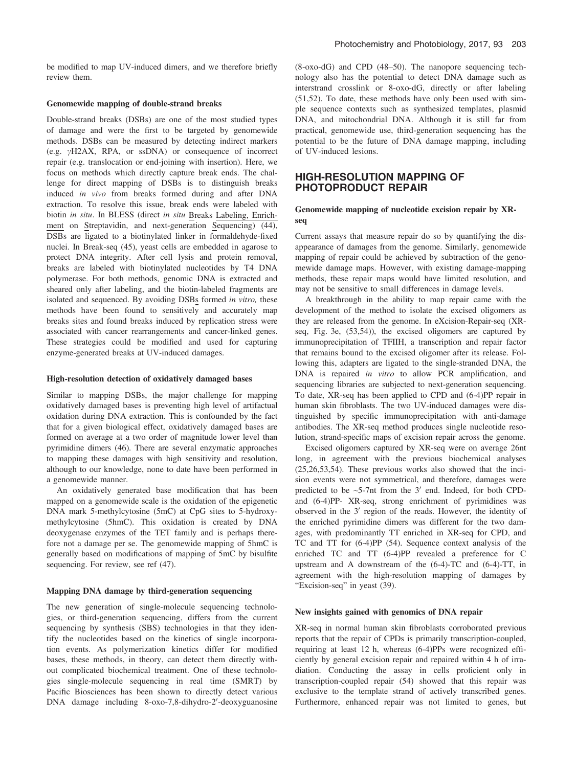be modified to map UV-induced dimers, and we therefore briefly review them.

### Genomewide mapping of double-strand breaks

Double-strand breaks (DSBs) are one of the most studied types of damage and were the first to be targeted by genomewide methods. DSBs can be measured by detecting indirect markers (e.g. γH2AX, RPA, or ssDNA) or consequence of incorrect repair (e.g. translocation or end-joining with insertion). Here, we focus on methods which directly capture break ends. The challenge for direct mapping of DSBs is to distinguish breaks induced *in vivo* from breaks formed during and after DNA extraction. To resolve this issue, break ends were labeled with biotin *in situ*. In BLESS (direct *in situ* Breaks Labeling, Enrichment on Streptavidin, and next-generation Sequencing) (44), DSBs are ligated to a biotinylated linker in formaldehyde-fixed nuclei. In Break-seq (45), yeast cells are embedded in agarose to protect DNA integrity. After cell lysis and protein removal, breaks are labeled with biotinylated nucleotides by T4 DNA polymerase. For both methods, genomic DNA is extracted and sheared only after labeling, and the biotin-labeled fragments are isolated and sequenced. By avoiding DSBs formed *in vitro,* these methods have been found to sensitively and accurately map breaks sites and found breaks induced by replication stress were associated with cancer rearrangements and cancer-linked genes. These strategies could be modified and used for capturing enzyme-generated breaks at UV-induced damages.

### High-resolution detection of oxidatively damaged bases

Similar to mapping DSBs, the major challenge for mapping oxidatively damaged bases is preventing high level of artifactual oxidation during DNA extraction. This is confounded by the fact that for a given biological effect, oxidatively damaged bases are formed on average at a two order of magnitude lower level than pyrimidine dimers (46). There are several enzymatic approaches to mapping these damages with high sensitivity and resolution, although to our knowledge, none to date have been performed in a genomewide manner.

An oxidatively generated base modification that has been mapped on a genomewide scale is the oxidation of the epigenetic DNA mark 5-methylcytosine (5mC) at CpG sites to 5-hydroxymethylcytosine (5hmC). This oxidation is created by DNA deoxygenase enzymes of the TET family and is perhaps therefore not a damage per se. The genomewide mapping of 5hmC is generally based on modifications of mapping of 5mC by bisulfite sequencing. For review, see ref (47).

### Mapping DNA damage by third-generation sequencing

The new generation of single-molecule sequencing technologies, or third-generation sequencing, differs from the current sequencing by synthesis (SBS) technologies in that they identify the nucleotides based on the kinetics of single incorporation events. As polymerization kinetics differ for modified bases, these methods, in theory, can detect them directly without complicated biochemical treatment. One of these technologies single-molecule sequencing in real time (SMRT) by Pacific Biosciences has been shown to directly detect various DNA damage including 8-oxo-7,8-dihydro-2′-deoxyguanosine (8-oxo-dG) and CPD (48–50). The nanopore sequencing technology also has the potential to detect DNA damage such as interstrand crosslink or 8-oxo-dG, directly or after labeling (51,52). To date, these methods have only been used with simple sequence contexts such as synthesized templates, plasmid DNA, and mitochondrial DNA. Although it is still far from practical, genomewide use, third-generation sequencing has the potential to be the future of DNA damage mapping, including of UV-induced lesions.

## HIGH-RESOLUTION MAPPING OF PHOTOPRODUCT REPAIR

### Genomewide mapping of nucleotide excision repair by XR-seq

Current assays that measure repair do so by quantifying the disappearance of damages from the genome. Similarly, genomewide mapping of repair could be achieved by subtraction of the genomewide damage maps. However, with existing damage-mapping methods, these repair maps would have limited resolution, and may not be sensitive to small differences in damage levels.

A breakthrough in the ability to map repair came with the development of the method to isolate the excised oligomers as they are released from the genome. In eXcision-Repair-seq (XR-seq, Fig. 3e, (53,54)), the excised oligomers are captured by immunoprecipitation of TFIIH, a transcription and repair factor that remains bound to the excised oligomer after its release. Following this, adapters are ligated to the single-stranded DNA, the DNA is repaired *in vitro* to allow PCR amplification, and sequencing libraries are subjected to next-generation sequencing. To date, XR-seq has been applied to CPD and (6-4)PP repair in human skin fibroblasts. The two UV-induced damages were distinguished by specific immunoprecipitation with anti-damage antibodies. The XR-seq method produces single nucleotide resolution, strand-specific maps of excision repair across the genome.

Excised oligomers captured by XR-seq were on average 26nt long, in agreement with the previous biochemical analyses (25,26,53,54). These previous works also showed that the incision events were not symmetrical, and therefore, damages were predicted to be ~5-7nt from the 3′ end. Indeed, for both CPD- and (6-4)PP- XR-seq, strong enrichment of pyrimidines was observed in the 3′ region of the reads. However, the identity of the enriched pyrimidine dimers was different for the two damages, with predominantly TT enriched in XR-seq for CPD, and TC and TT for (6-4)PP (54). Sequence context analysis of the enriched TC and TT (6-4)PP revealed a preference for C upstream and A downstream of the (6-4)-TC and (6-4)-TT, in agreement with the high-resolution mapping of damages by "Excision-seq" in yeast (39).

### New insights gained with genomics of DNA repair

XR-seq in normal human skin fibroblasts corroborated previous reports that the repair of CPDs is primarily transcription-coupled, requiring at least 12 h, whereas (6-4)PPs were recognized efficiently by general excision repair and repaired within 4 h of irradiation. Conducting the assay in cells proficient only in transcription-coupled repair (54) showed that this repair was exclusive to the template strand of actively transcribed genes. Furthermore, enhanced repair was not limited to genes, but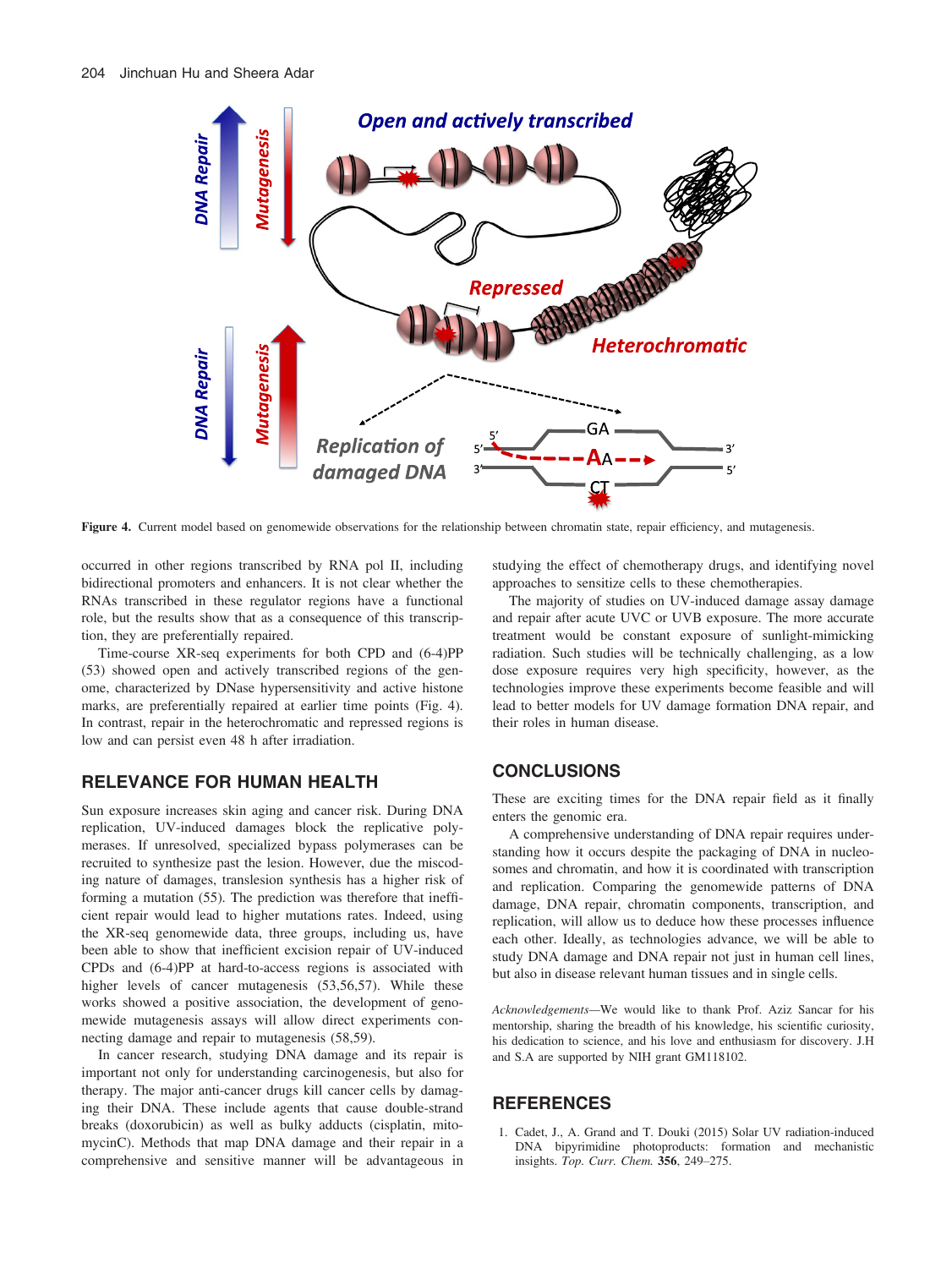Figure 4. Current model based on genomewide observations for the relationship between chromatin state, repair efficiency, and mutagenesis.

occurred in other regions transcribed by RNA pol II, including bidirectional promoters and enhancers. It is not clear whether the RNAs transcribed in these regulator regions have a functional role, but the results show that as a consequence of this transcription, they are preferentially repaired.

Time-course XR-seq experiments for both CPD and (6-4)PP (53) showed open and actively transcribed regions of the genome, characterized by DNase hypersensitivity and active histone marks, are preferentially repaired at earlier time points (Fig. 4). In contrast, repair in the heterochromatic and repressed regions is low and can persist even 48 h after irradiation.

## RELEVANCE FOR HUMAN HEALTH

Sun exposure increases skin aging and cancer risk. During DNA replication, UV-induced damages block the replicative polymerases. If unresolved, specialized bypass polymerases can be recruited to synthesize past the lesion. However, due the miscoding nature of damages, translesion synthesis has a higher risk of forming a mutation (55). The prediction was therefore that inefficient repair would lead to higher mutations rates. Indeed, using the XR-seq genomewide data, three groups, including us, have been able to show that inefficient excision repair of UV-induced CPDs and (6-4)PP at hard-to-access regions is associated with higher levels of cancer mutagenesis (53,56,57). While these works showed a positive association, the development of genomewide mutagenesis assays will allow direct experiments connecting damage and repair to mutagenesis (58,59).

In cancer research, studying DNA damage and its repair is important not only for understanding carcinogenesis, but also for therapy. The major anti-cancer drugs kill cancer cells by damaging their DNA. These include agents that cause double-strand breaks (doxorubicin) as well as bulky adducts (cisplatin, mitomycinC). Methods that map DNA damage and their repair in a comprehensive and sensitive manner will be advantageous in studying the effect of chemotherapy drugs, and identifying novel approaches to sensitize cells to these chemotherapies.

The majority of studies on UV-induced damage assay damage and repair after acute UVC or UVB exposure. The more accurate treatment would be constant exposure of sunlight-mimicking radiation. Such studies will be technically challenging, as a low dose exposure requires very high specificity, however, as the technologies improve these experiments become feasible and will lead to better models for UV damage formation DNA repair, and their roles in human disease.

## CONCLUSIONS

These are exciting times for the DNA repair field as it finally enters the genomic era.

A comprehensive understanding of DNA repair requires understanding how it occurs despite the packaging of DNA in nucleosomes and chromatin, and how it is coordinated with transcription and replication. Comparing the genomewide patterns of DNA damage, DNA repair, chromatin components, transcription, and replication, will allow us to deduce how these processes influence each other. Ideally, as technologies advance, we will be able to study DNA damage and DNA repair not just in human cell lines, but also in disease relevant human tissues and in single cells.

*Acknowledgements*—We would like to thank Prof. Aziz Sancar for his mentorship, sharing the breadth of his knowledge, his scientific curiosity, his dedication to science, and his love and enthusiasm for discovery. J.H and S.A are supported by NIH grant GM118102.

## REFERENCES

1. Cadet, J., A. Grand and T. Douki (2015) Solar UV radiation-induced DNA bipyrimidine photoproducts: formation and mechanistic insights. *Top. Curr. Chem.* **356**, 249–275.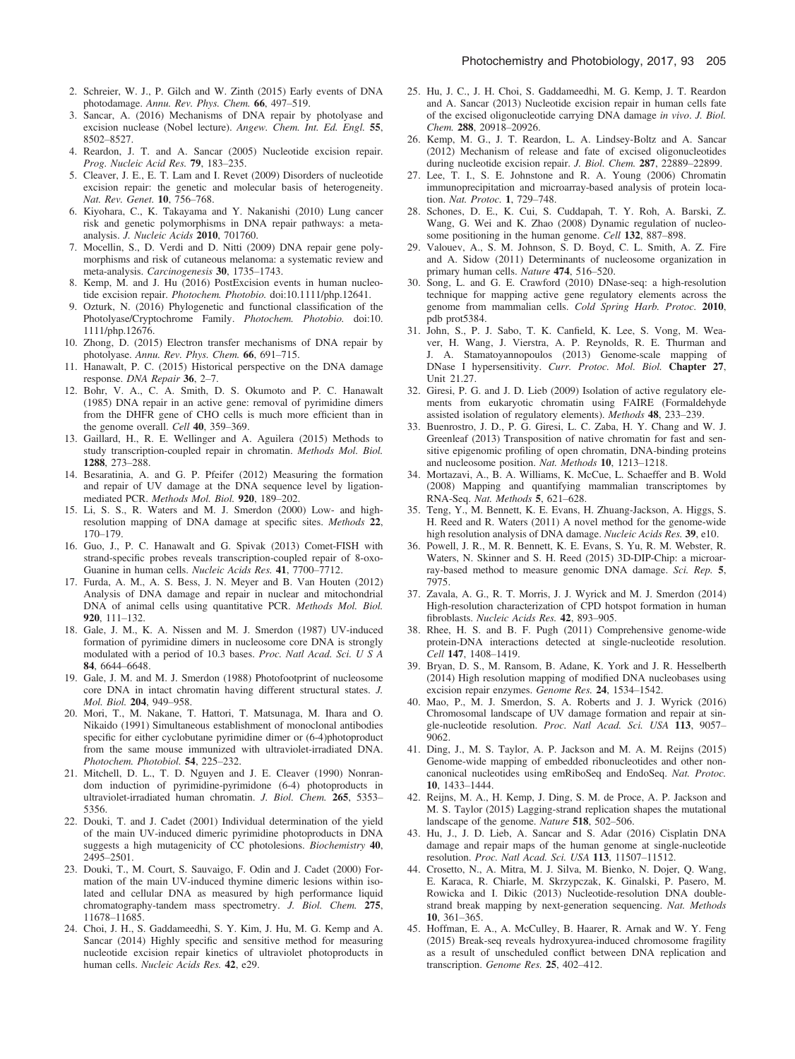2. Schreier, W. J., P. Gilch and W. Zinth (2015) Early events of DNA photodamage. *Annu. Rev. Phys. Chem.* **66**, 497–519.
3. Sancar, A. (2016) Mechanisms of DNA repair by photolyase and excision nuclease (Nobel lecture). *Angew. Chem. Int. Ed. Engl.* **55**, 8502–8527.
4. Reardon, J. T. and A. Sancar (2005) Nucleotide excision repair. *Prog. Nucleic Acid Res.* **79**, 183–235.
5. Cleaver, J. E., E. T. Lam and I. Revet (2009) Disorders of nucleotide excision repair: the genetic and molecular basis of heterogeneity. *Nat. Rev. Genet.* **10**, 756–768.
6. Kiyohara, C., K. Takayama and Y. Nakanishi (2010) Lung cancer risk and genetic polymorphisms in DNA repair pathways: a meta-analysis. *J. Nucleic Acids* **2010**, 701760.
7. Mocellin, S., D. Verdi and D. Nitti (2009) DNA repair gene polymorphisms and risk of cutaneous melanoma: a systematic review and meta-analysis. *Carcinogenesis* **30**, 1735–1743.
8. Kemp, M. and J. Hu (2016) PostExcision events in human nucleotide excision repair. *Photochem. Photobio.* doi:10.1111/php.12641.
9. Ozturk, N. (2016) Phylogenetic and functional classification of the Photolyase/Cryptochrome Family. *Photochem. Photobio.* doi:10.1111/php.12676.
10. Zhong, D. (2015) Electron transfer mechanisms of DNA repair by photolyase. *Annu. Rev. Phys. Chem.* **66**, 691–715.
11. Hanawalt, P. C. (2015) Historical perspective on the DNA damage response. *DNA Repair* **36**, 2–7.
12. Bohr, V. A., C. A. Smith, D. S. Okumoto and P. C. Hanawalt (1985) DNA repair in an active gene: removal of pyrimidine dimers from the DHFR gene of CHO cells is much more efficient than in the genome overall. *Cell* **40**, 359–369.
13. Gaillard, H., R. E. Wellinger and A. Aguilera (2015) Methods to study transcription-coupled repair in chromatin. *Methods Mol. Biol.* **1288**, 273–288.
14. Besaratinia, A. and G. P. Pfeifer (2012) Measuring the formation and repair of UV damage at the DNA sequence level by ligation-mediated PCR. *Methods Mol. Biol.* **920**, 189–202.
15. Li, S. S., R. Waters and M. J. Smerdon (2000) Low- and high-resolution mapping of DNA damage at specific sites. *Methods* **22**, 170–179.
16. Guo, J., P. C. Hanawalt and G. Spivak (2013) Comet-FISH with strand-specific probes reveals transcription-coupled repair of 8-oxo-Guanine in human cells. *Nucleic Acids Res.* **41**, 7700–7712.
17. Furda, A. M., A. S. Bess, J. N. Meyer and B. Van Houten (2012) Analysis of DNA damage and repair in nuclear and mitochondrial DNA of animal cells using quantitative PCR. *Methods Mol. Biol.* **920**, 111–132.
18. Gale, J. M., K. A. Nissen and M. J. Smerdon (1987) UV-induced formation of pyrimidine dimers in nucleosome core DNA is strongly modulated with a period of 10.3 bases. *Proc. Natl Acad. Sci. U S A* **84**, 6644–6648.
19. Gale, J. M. and M. J. Smerdon (1988) Photofootprint of nucleosome core DNA in intact chromatin having different structural states. *J. Mol. Biol.* **204**, 949–958.
20. Mori, T., M. Nakane, T. Hattori, T. Matsunaga, M. Ihara and O. Nikaido (1991) Simultaneous establishment of monoclonal antibodies specific for either cyclobutane pyrimidine dimer or (6-4)photoproduct from the same mouse immunized with ultraviolet-irradiated DNA. *Photochem. Photobiol.* **54**, 225–232.
21. Mitchell, D. L., T. D. Nguyen and J. E. Cleaver (1990) Nonrandom induction of pyrimidine-pyrimidone (6-4) photoproducts in ultraviolet-irradiated human chromatin. *J. Biol. Chem.* **265**, 5353–5356.
22. Douki, T. and J. Cadet (2001) Individual determination of the yield of the main UV-induced dimeric pyrimidine photoproducts in DNA suggests a high mutagenicity of CC photolesions. *Biochemistry* **40**, 2495–2501.
23. Douki, T., M. Court, S. Sauvaigo, F. Odin and J. Cadet (2000) Formation of the main UV-induced thymine dimeric lesions within isolated and cellular DNA as measured by high performance liquid chromatography-tandem mass spectrometry. *J. Biol. Chem.* **275**, 11678–11685.
24. Choi, J. H., S. Gaddameedhi, S. Y. Kim, J. Hu, M. G. Kemp and A. Sancar (2014) Highly specific and sensitive method for measuring nucleotide excision repair kinetics of ultraviolet photoproducts in human cells. *Nucleic Acids Res.* **42**, e29.
25. Hu, J. C., J. H. Choi, S. Gaddameedhi, M. G. Kemp, J. T. Reardon and A. Sancar (2013) Nucleotide excision repair in human cells fate of the excised oligonucleotide carrying DNA damage *in vivo*. *J. Biol. Chem.* **288**, 20918–20926.
26. Kemp, M. G., J. T. Reardon, L. A. Lindsey-Boltz and A. Sancar (2012) Mechanism of release and fate of excised oligonucleotides during nucleotide excision repair. *J. Biol. Chem.* **287**, 22889–22899.
27. Lee, T. I., S. E. Johnstone and R. A. Young (2006) Chromatin immunoprecipitation and microarray-based analysis of protein location. *Nat. Protoc.* **1**, 729–748.
28. Schones, D. E., K. Cui, S. Cuddapah, T. Y. Roh, A. Barski, Z. Wang, G. Wei and K. Zhao (2008) Dynamic regulation of nucleosome positioning in the human genome. *Cell* **132**, 887–898.
29. Valouev, A., S. M. Johnson, S. D. Boyd, C. L. Smith, A. Z. Fire and A. Sidow (2011) Determinants of nucleosome organization in primary human cells. *Nature* **474**, 516–520.
30. Song, L. and G. E. Crawford (2010) DNase-seq: a high-resolution technique for mapping active gene regulatory elements across the genome from mammalian cells. *Cold Spring Harb. Protoc.* **2010**, pdb prot5384.
31. John, S., P. J. Sabo, T. K. Canfield, K. Lee, S. Vong, M. Weaver, H. Wang, J. Vierstra, A. P. Reynolds, R. E. Thurman and J. A. Stamatoyannopoulos (2013) Genome-scale mapping of DNase I hypersensitivity. *Curr. Protoc. Mol. Biol.* **Chapter 27**, Unit 21.27.
32. Giresi, P. G. and J. D. Lieb (2009) Isolation of active regulatory elements from eukaryotic chromatin using FAIRE (Formaldehyde assisted isolation of regulatory elements). *Methods* **48**, 233–239.
33. Buenrostro, J. D., P. G. Giresi, L. C. Zaba, H. Y. Chang and W. J. Greenleaf (2013) Transposition of native chromatin for fast and sensitive epigenomic profiling of open chromatin, DNA-binding proteins and nucleosome position. *Nat. Methods* **10**, 1213–1218.
34. Mortazavi, A., B. A. Williams, K. McCue, L. Schaeffer and B. Wold (2008) Mapping and quantifying mammalian transcriptomes by RNA-Seq. *Nat. Methods* **5**, 621–628.
35. Teng, Y., M. Bennett, K. E. Evans, H. Zhuang-Jackson, A. Higgs, S. H. Reed and R. Waters (2011) A novel method for the genome-wide high resolution analysis of DNA damage. *Nucleic Acids Res.* **39**, e10.
36. Powell, J. R., M. R. Bennett, K. E. Evans, S. Yu, R. M. Webster, R. Waters, N. Skinner and S. H. Reed (2015) 3D-DIP-Chip: a microarray-based method to measure genomic DNA damage. *Sci. Rep.* **5**, 7975.
37. Zavala, A. G., R. T. Morris, J. J. Wyrick and M. J. Smerdon (2014) High-resolution characterization of CPD hotspot formation in human fibroblasts. *Nucleic Acids Res.* **42**, 893–905.
38. Rhee, H. S. and B. F. Pugh (2011) Comprehensive genome-wide protein-DNA interactions detected at single-nucleotide resolution. *Cell* **147**, 1408–1419.
39. Bryan, D. S., M. Ransom, B. Adane, K. York and J. R. Hesselberth (2014) High resolution mapping of modified DNA nucleobases using excision repair enzymes. *Genome Res.* **24**, 1534–1542.
40. Mao, P., M. J. Smerdon, S. A. Roberts and J. J. Wyrick (2016) Chromosomal landscape of UV damage formation and repair at single-nucleotide resolution. *Proc. Natl Acad. Sci. USA* **113**, 9057–9062.
41. Ding, J., M. S. Taylor, A. P. Jackson and M. A. M. Reijns (2015) Genome-wide mapping of embedded ribonucleotides and other noncanonical nucleotides using emRiboSeq and EndoSeq. *Nat. Protoc.* **10**, 1433–1444.
42. Reijns, M. A., H. Kemp, J. Ding, S. M. de Proce, A. P. Jackson and M. S. Taylor (2015) Lagging-strand replication shapes the mutational landscape of the genome. *Nature* **518**, 502–506.
43. Hu, J., J. D. Lieb, A. Sancar and S. Adar (2016) Cisplatin DNA damage and repair maps of the human genome at single-nucleotide resolution. *Proc. Natl Acad. Sci. USA* **113**, 11507–11512.
44. Crosetto, N., A. Mitra, M. J. Silva, M. Bienko, N. Dojer, Q. Wang, E. Karaca, R. Chiarle, M. Skrzypczak, K. Ginalski, P. Pasero, M. Rowicka and I. Dikic (2013) Nucleotide-resolution DNA double-strand break mapping by next-generation sequencing. *Nat. Methods* **10**, 361–365.
45. Hoffman, E. A., A. McCulley, B. Haarer, R. Arnak and W. Y. Feng (2015) Break-seq reveals hydroxyurea-induced chromosome fragility as a result of unscheduled conflict between DNA replication and transcription. *Genome Res.* **25**, 402–412.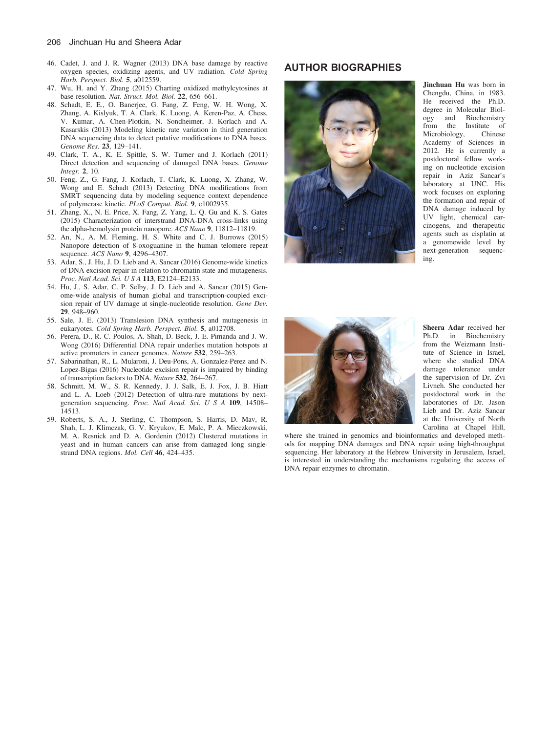46. Cadet, J. and J. R. Wagner (2013) DNA base damage by reactive oxygen species, oxidizing agents, and UV radiation. *Cold Spring Harb. Perspect. Biol.* **5**, a012559.
47. Wu, H. and Y. Zhang (2015) Charting oxidized methylcytosines at base resolution. *Nat. Struct. Mol. Biol.* **22**, 656–661.
48. Schadt, E. E., O. Banerjee, G. Fang, Z. Feng, W. H. Wong, X. Zhang, A. Kislyuk, T. A. Clark, K. Luong, A. Keren-Paz, A. Chess, V. Kumar, A. Chen-Plotkin, N. Sondheimer, J. Korlach and A. Kasarskis (2013) Modeling kinetic rate variation in third generation DNA sequencing data to detect putative modifications to DNA bases. *Genome Res.* **23**, 129–141.
49. Clark, T. A., K. E. Spittle, S. W. Turner and J. Korlach (2011) Direct detection and sequencing of damaged DNA bases. *Genome Integr.* **2**, 10.
50. Feng, Z., G. Fang, J. Korlach, T. Clark, K. Luong, X. Zhang, W. Wong and E. Schadt (2013) Detecting DNA modifications from SMRT sequencing data by modeling sequence context dependence of polymerase kinetic. *PLoS Comput. Biol.* **9**, e1002935.
51. Zhang, X., N. E. Price, X. Fang, Z. Yang, L. Q. Gu and K. S. Gates (2015) Characterization of interstrand DNA-DNA cross-links using the alpha-hemolysin protein nanopore. *ACS Nano* **9**, 11812–11819.
52. An, N., A. M. Fleming, H. S. White and C. J. Burrows (2015) Nanopore detection of 8-oxoguanine in the human telomere repeat sequence. *ACS Nano* **9**, 4296–4307.
53. Adar, S., J. Hu, J. D. Lieb and A. Sancar (2016) Genome-wide kinetics of DNA excision repair in relation to chromatin state and mutagenesis. *Proc. Natl Acad. Sci. U S A* **113**, E2124–E2133.
54. Hu, J., S. Adar, C. P. Selby, J. D. Lieb and A. Sancar (2015) Genome-wide analysis of human global and transcription-coupled excision repair of UV damage at single-nucleotide resolution. *Gene Dev.* **29**, 948–960.
55. Sale, J. E. (2013) Translesion DNA synthesis and mutagenesis in eukaryotes. *Cold Spring Harb. Perspect. Biol.* **5**, a012708.
56. Perera, D., R. C. Poulos, A. Shah, D. Beck, J. E. Pimanda and J. W. Wong (2016) Differential DNA repair underlies mutation hotspots at active promoters in cancer genomes. *Nature* **532**, 259–263.
57. Sabarinathan, R., L. Mularoni, J. Deu-Pons, A. Gonzalez-Perez and N. Lopez-Bigas (2016) Nucleotide excision repair is impaired by binding of transcription factors to DNA. *Nature* **532**, 264–267.
58. Schmitt, M. W., S. R. Kennedy, J. J. Salk, E. J. Fox, J. B. Hiatt and L. A. Loeb (2012) Detection of ultra-rare mutations by next-generation sequencing. *Proc. Natl Acad. Sci. U S A* **109**, 14508–14513.
59. Roberts, S. A., J. Sterling, C. Thompson, S. Harris, D. Mav, R. Shah, L. J. Klimczak, G. V. Kryukov, E. Malc, P. A. Mieczkowski, M. A. Resnick and D. A. Gordenin (2012) Clustered mutations in yeast and in human cancers can arise from damaged long single-strand DNA regions. *Mol. Cell* **46**, 424–435.

## AUTHOR BIOGRAPHIES

**Jinchuan Hu** was born in Chengdu, China, in 1983. He received the Ph.D. degree in Molecular Biology and Biochemistry from the Institute of Microbiology, Chinese Academy of Sciences in 2012. He is currently a postdoctoral fellow working on nucleotide excision repair in Aziz Sancar's laboratory at UNC. His work focuses on exploring the formation and repair of DNA damage induced by UV light, chemical carcinogens, and therapeutic agents such as cisplatin at a genomewide level by next-generation sequencing.

**Sheera Adar** received her Ph.D. in Biochemistry from the Weizmann Institute of Science in Israel, where she studied DNA damage tolerance under the supervision of Dr. Zvi Livneh. She conducted her postdoctoral work in the laboratories of Dr. Jason Lieb and Dr. Aziz Sancar at the University of North Carolina at Chapel Hill, where she trained in genomics and bioinformatics and developed methods for mapping DNA damages and DNA repair using high-throughput sequencing. Her laboratory at the Hebrew University in Jerusalem, Israel, is interested in understanding the mechanisms regulating the access of DNA repair enzymes to chromatin.